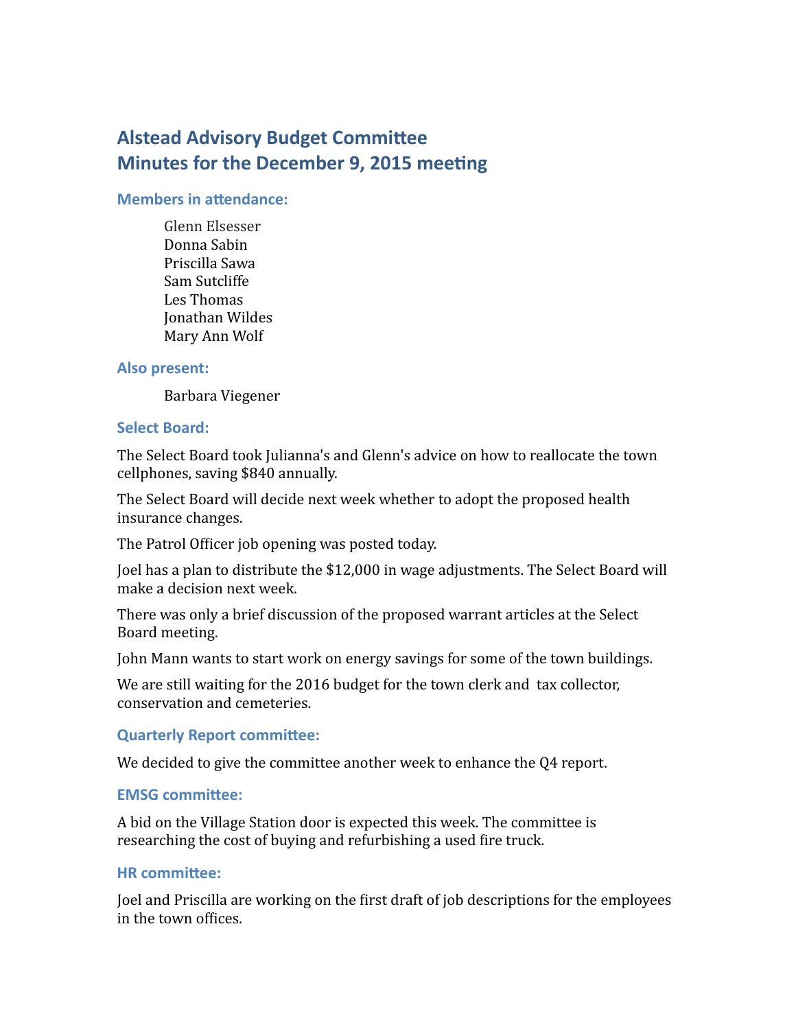# Alstead Advisory Budget Committee
# Minutes for the December 9, 2015 meeting

### Members in attendance:

Glenn Elsesser
Donna Sabin
Priscilla Sawa
Sam Sutcliffe
Les Thomas
Jonathan Wildes
Mary Ann Wolf

### Also present:

Barbara Viegener

### Select Board:

The Select Board took Julianna's and Glenn's advice on how to reallocate the town cellphones, saving $840 annually.

The Select Board will decide next week whether to adopt the proposed health insurance changes.

The Patrol Officer job opening was posted today.

Joel has a plan to distribute the $12,000 in wage adjustments. The Select Board will make a decision next week.

There was only a brief discussion of the proposed warrant articles at the Select Board meeting.

John Mann wants to start work on energy savings for some of the town buildings.

We are still waiting for the 2016 budget for the town clerk and tax collector, conservation and cemeteries.

### Quarterly Report committee:

We decided to give the committee another week to enhance the Q4 report.

### EMSG committee:

A bid on the Village Station door is expected this week. The committee is researching the cost of buying and refurbishing a used fire truck.

### HR committee:

Joel and Priscilla are working on the first draft of job descriptions for the employees in the town offices.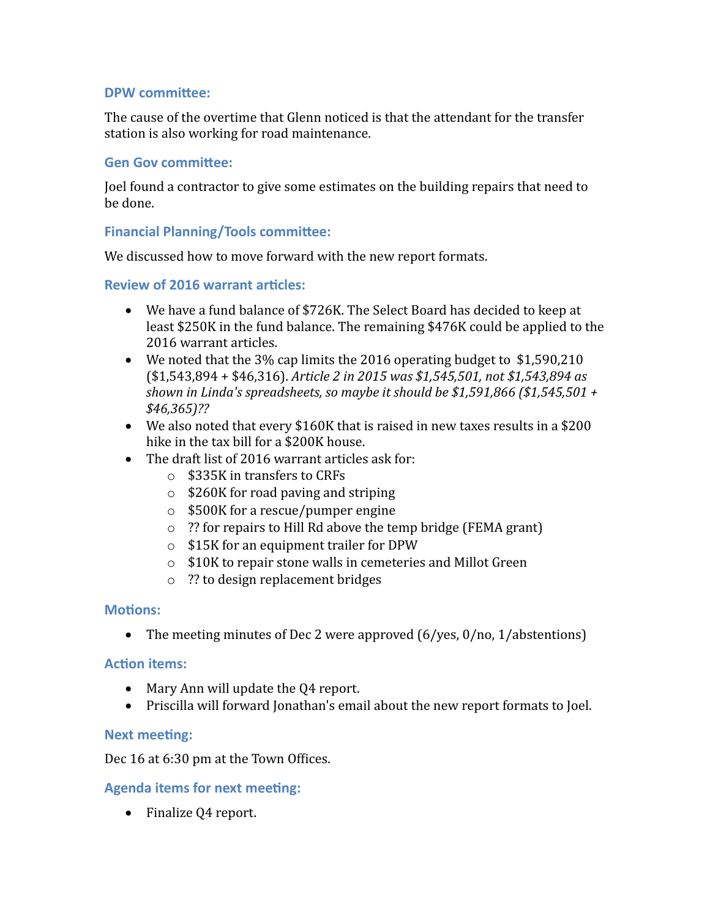### DPW committee:

The cause of the overtime that Glenn noticed is that the attendant for the transfer station is also working for road maintenance.

### Gen Gov committee:

Joel found a contractor to give some estimates on the building repairs that need to be done.

### Financial Planning/Tools committee:

We discussed how to move forward with the new report formats.

### Review of 2016 warrant articles:

- We have a fund balance of $726K. The Select Board has decided to keep at least $250K in the fund balance. The remaining $476K could be applied to the 2016 warrant articles.
- We noted that the 3% cap limits the 2016 operating budget to $1,590,210 ($1,543,894 + $46,316). *Article 2 in 2015 was $1,545,501, not $1,543,894 as shown in Linda's spreadsheets, so maybe it should be $1,591,866 ($1,545,501 + $46,365)??*
- We also noted that every $160K that is raised in new taxes results in a $200 hike in the tax bill for a $200K house.
- The draft list of 2016 warrant articles ask for:
  - $335K in transfers to CRFs
  - $260K for road paving and striping
  - $500K for a rescue/pumper engine
  - ?? for repairs to Hill Rd above the temp bridge (FEMA grant)
  - $15K for an equipment trailer for DPW
  - $10K to repair stone walls in cemeteries and Millot Green
  - ?? to design replacement bridges

### Motions:

- The meeting minutes of Dec 2 were approved (6/yes, 0/no, 1/abstentions)

### Action items:

- Mary Ann will update the Q4 report.
- Priscilla will forward Jonathan's email about the new report formats to Joel.

### Next meeting:

Dec 16 at 6:30 pm at the Town Offices.

### Agenda items for next meeting:

- Finalize Q4 report.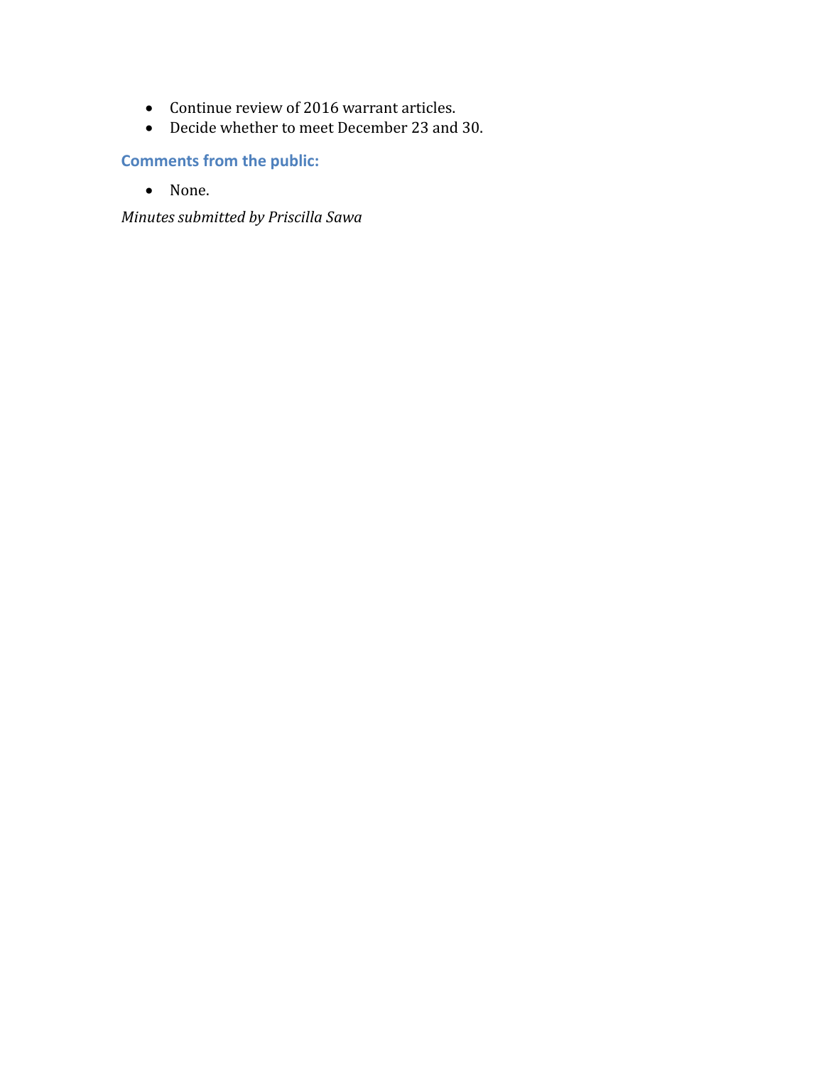- Continue review of 2016 warrant articles.
- Decide whether to meet December 23 and 30.

### Comments from the public:

- None.

*Minutes submitted by Priscilla Sawa*